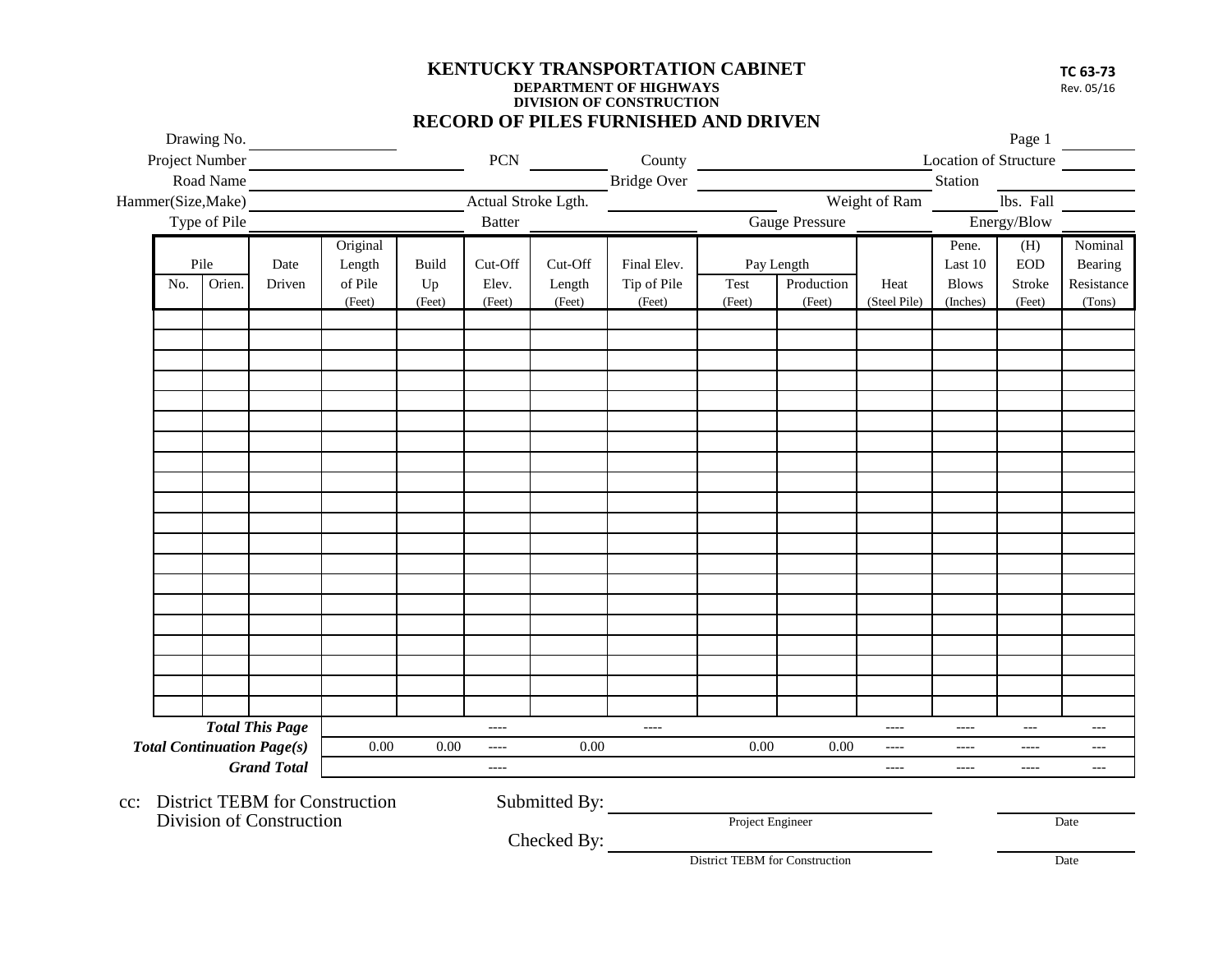# KENTUCKY TRANSPORTATION CABINET

**DEPARTMENT OF HIGHWAYS**
**DIVISION OF CONSTRUCTION**

**TC 63-73**
Rev. 05/16

## RECORD OF PILES FURNISHED AND DRIVEN

Drawing No. ________________ Page 1 ________

Project Number ________________ PCN ________ County ________________ Location of Structure ________

Road Name ________________ Bridge Over ________________ Station ________

Hammer(Size,Make) ________________ Actual Stroke Lgth. ________ Weight of Ram ________ lbs. Fall ________

Type of Pile ________________ Batter ________ Gauge Pressure ________ Energy/Blow ________

| Pile | | Date | Original | Build | Cut-Off | Cut-Off | Final Elev. | Pay Length | | | Pene. | (H) | Nominal |
|---|---|---|---|---|---|---|---|---|---|---|---|---|---|
| No. | Orien. | Driven | Length of Pile (Feet) | Up (Feet) | Elev. (Feet) | Length (Feet) | Tip of Pile (Feet) | Test (Feet) | Production (Feet) | Heat (Steel Pile) | Last 10 Blows (Inches) | EOD Stroke (Feet) | Bearing Resistance (Tons) |
| | | | | | | | | | | | | | |
| | | | | | | | | | | | | | |
| | | | | | | | | | | | | | |
| | | | | | | | | | | | | | |
| | | | | | | | | | | | | | |
| | | | | | | | | | | | | | |
| | | | | | | | | | | | | | |
| | | | | | | | | | | | | | |
| | | | | | | | | | | | | | |
| | | | | | | | | | | | | | |
| | | | | | | | | | | | | | |
| | | | | | | | | | | | | | |
| | | | | | | | | | | | | | |
| | | | | | | | | | | | | | |
| | | | | | | | | | | | | | |
| | | | | | | | | | | | | | |
| | | | | | | | | | | | | | |
| | | | | | | | | | | | | | |
| | | | | | | | | | | | | | |
| | | | | | | | | | | | | | |
| | | ***Total This Page*** | | | ---- | | ---- | | | ---- | ---- | --- | --- |
| | | ***Total Continuation Page(s)*** | 0.00 | 0.00 | ---- | 0.00 | | 0.00 | 0.00 | ---- | ---- | ---- | --- |
| | | ***Grand Total*** | | | ---- | | | | | ---- | ---- | ---- | --- |

cc: District TEBM for Construction
Division of Construction

Submitted By: ______________________________ ____________
Project Engineer Date

Checked By: ______________________________ ____________
District TEBM for Construction Date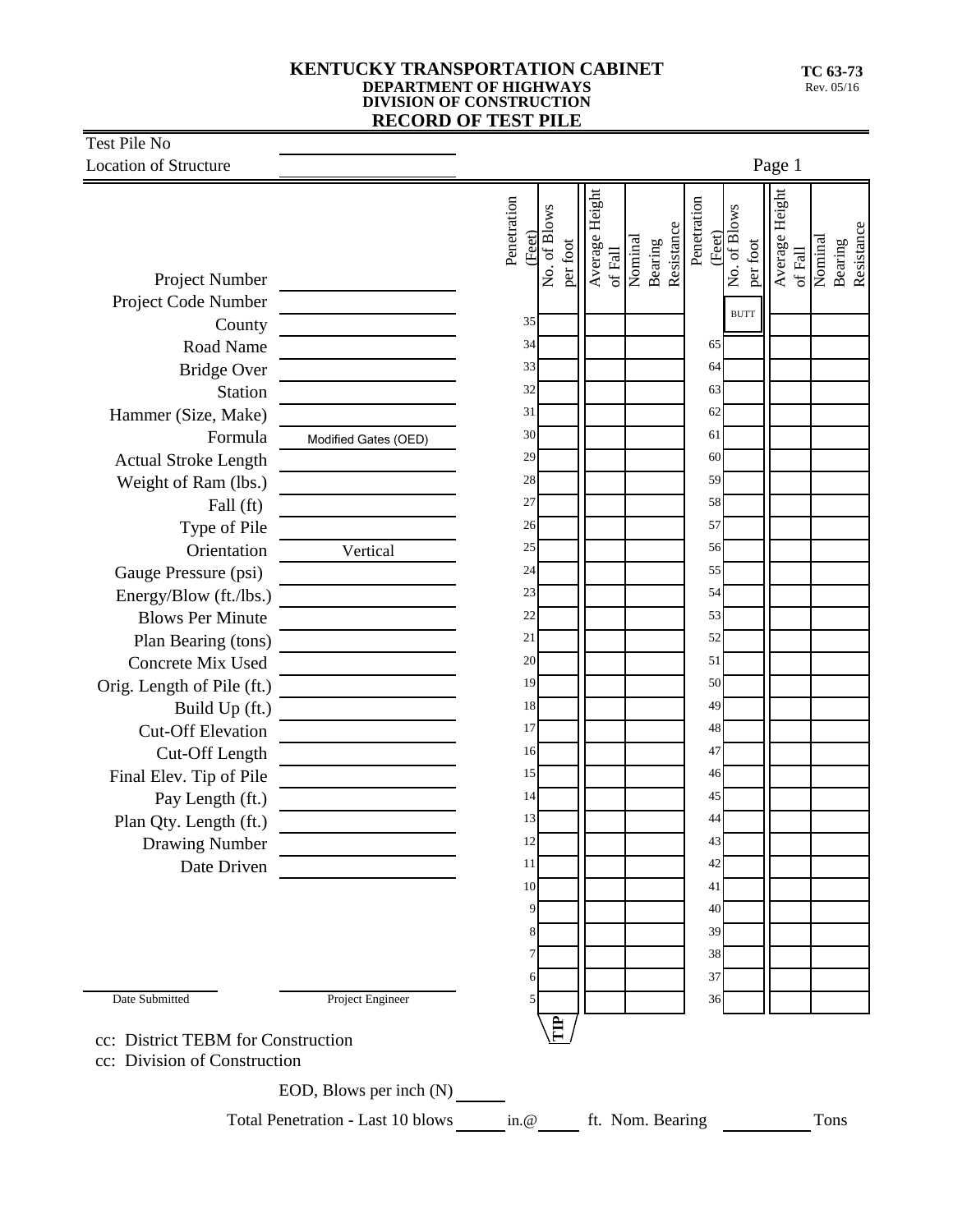**KENTUCKY TRANSPORTATION CABINET**
**DEPARTMENT OF HIGHWAYS**
**DIVISION OF CONSTRUCTION**

**TC 63-73**
Rev. 05/16

# RECORD OF TEST PILE

Test Pile No ____________________

Location of Structure ____________________

Page 1

| Field | Value |
|---|---|
| Project Number | |
| Project Code Number | |
| County | |
| Road Name | |
| Bridge Over | |
| Station | |
| Hammer (Size, Make) | |
| Formula | Modified Gates (OED) |
| Actual Stroke Length | |
| Weight of Ram (lbs.) | |
| Fall (ft) | |
| Type of Pile | |
| Orientation | Vertical |
| Gauge Pressure (psi) | |
| Energy/Blow (ft./lbs.) | |
| Blows Per Minute | |
| Plan Bearing (tons) | |
| Concrete Mix Used | |
| Orig. Length of Pile (ft.) | |
| Build Up (ft.) | |
| Cut-Off Elevation | |
| Cut-Off Length | |
| Final Elev. Tip of Pile | |
| Pay Length (ft.) | |
| Plan Qty. Length (ft.) | |
| Drawing Number | |
| Date Driven | |

| Penetration (Feet) | No. of Blows per foot | Average Height of Fall | Nominal Bearing Resistance | Penetration (Feet) | No. of Blows per foot | Average Height of Fall | Nominal Bearing Resistance |
|---|---|---|---|---|---|---|---|
| | | | | | BUTT | | |
| 35 | | | | | | | |
| 34 | | | | 65 | | | |
| 33 | | | | 64 | | | |
| 32 | | | | 63 | | | |
| 31 | | | | 62 | | | |
| 30 | | | | 61 | | | |
| 29 | | | | 60 | | | |
| 28 | | | | 59 | | | |
| 27 | | | | 58 | | | |
| 26 | | | | 57 | | | |
| 25 | | | | 56 | | | |
| 24 | | | | 55 | | | |
| 23 | | | | 54 | | | |
| 22 | | | | 53 | | | |
| 21 | | | | 52 | | | |
| 20 | | | | 51 | | | |
| 19 | | | | 50 | | | |
| 18 | | | | 49 | | | |
| 17 | | | | 48 | | | |
| 16 | | | | 47 | | | |
| 15 | | | | 46 | | | |
| 14 | | | | 45 | | | |
| 13 | | | | 44 | | | |
| 12 | | | | 43 | | | |
| 11 | | | | 42 | | | |
| 10 | | | | 41 | | | |
| 9 | | | | 40 | | | |
| 8 | | | | 39 | | | |
| 7 | | | | 38 | | | |
| 6 | | | | 37 | | | |
| 5 | | | | 36 | | | |
| | TIP | | | | | | |

____________________ ____________________
Date Submitted Project Engineer

cc: District TEBM for Construction
cc: Division of Construction

EOD, Blows per inch (N) ______

Total Penetration - Last 10 blows ______ in.@ ______ ft. Nom. Bearing __________ Tons